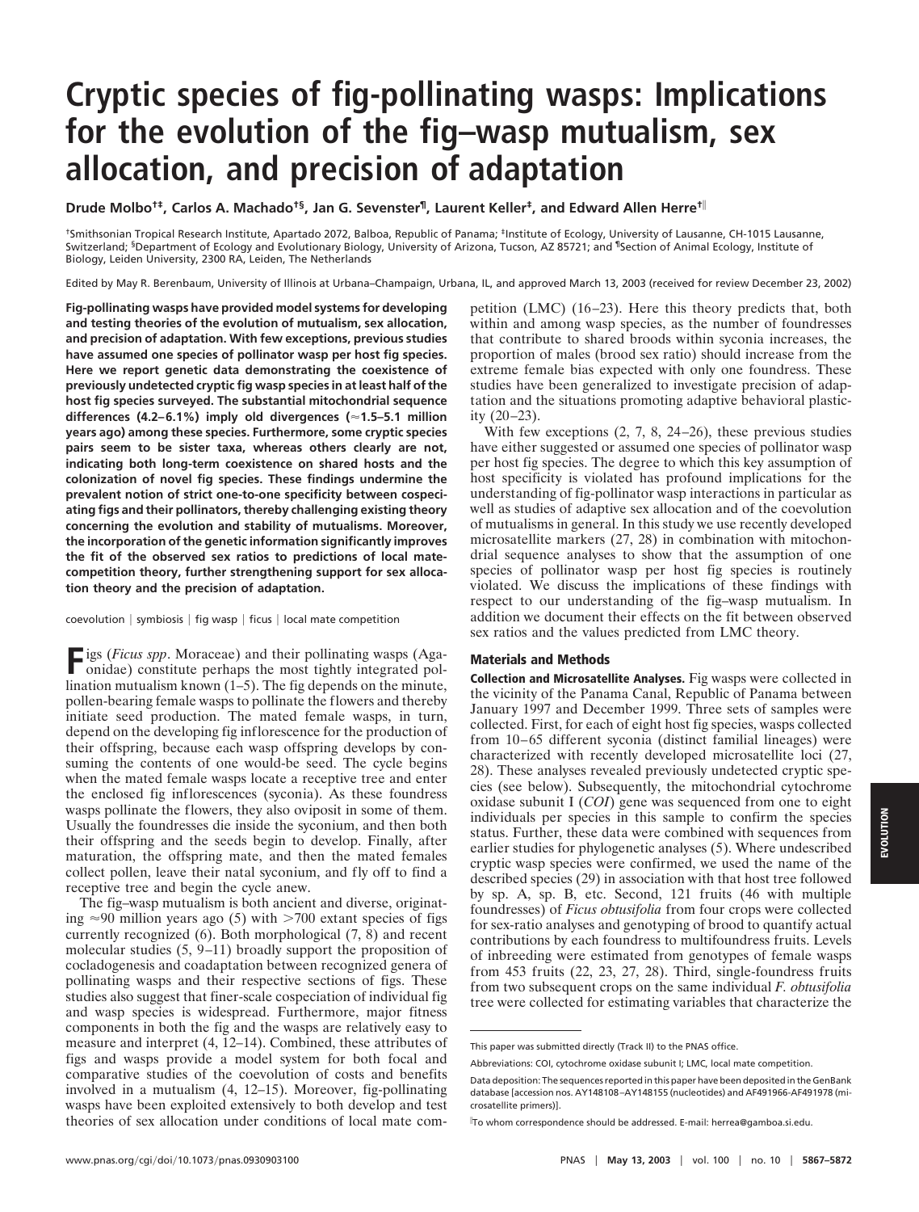# Cryptic species of fig-pollinating wasps: Implications for the evolution of the fig–wasp mutualism, sex allocation, and precision of adaptation

**Drude Molbo[†‡], Carlos A. Machado[†§], Jan G. Sevenster[¶], Laurent Keller[‡], and Edward Allen Herre[†‖]**

[†]Smithsonian Tropical Research Institute, Apartado 2072, Balboa, Republic of Panama; [‡]Institute of Ecology, University of Lausanne, CH-1015 Lausanne, Switzerland; [§]Department of Ecology and Evolutionary Biology, University of Arizona, Tucson, AZ 85721; and [¶]Section of Animal Ecology, Institute of Biology, Leiden University, 2300 RA, Leiden, The Netherlands

Edited by May R. Berenbaum, University of Illinois at Urbana–Champaign, Urbana, IL, and approved March 13, 2003 (received for review December 23, 2002)

**Fig-pollinating wasps have provided model systems for developing and testing theories of the evolution of mutualism, sex allocation, and precision of adaptation. With few exceptions, previous studies have assumed one species of pollinator wasp per host fig species. Here we report genetic data demonstrating the coexistence of previously undetected cryptic fig wasp species in at least half of the host fig species surveyed. The substantial mitochondrial sequence differences (4.2–6.1%) imply old divergences (≈1.5–5.1 million years ago) among these species. Furthermore, some cryptic species pairs seem to be sister taxa, whereas others clearly are not, indicating both long-term coexistence on shared hosts and the colonization of novel fig species. These findings undermine the prevalent notion of strict one-to-one specificity between cospeciating figs and their pollinators, thereby challenging existing theory concerning the evolution and stability of mutualisms. Moreover, the incorporation of the genetic information significantly improves the fit of the observed sex ratios to predictions of local mate-competition theory, further strengthening support for sex allocation theory and the precision of adaptation.**

coevolution | symbiosis | fig wasp | ficus | local mate competition

Figs (*Ficus spp*. Moraceae) and their pollinating wasps (Agaonidae) constitute perhaps the most tightly integrated pollination mutualism known (1–5). The fig depends on the minute, pollen-bearing female wasps to pollinate the flowers and thereby initiate seed production. The mated female wasps, in turn, depend on the developing fig inflorescence for the production of their offspring, because each wasp offspring develops by consuming the contents of one would-be seed. The cycle begins when the mated female wasps locate a receptive tree and enter the enclosed fig inflorescences (syconia). As these foundress wasps pollinate the flowers, they also oviposit in some of them. Usually the foundresses die inside the syconium, and then both their offspring and the seeds begin to develop. Finally, after maturation, the offspring mate, and then the mated females collect pollen, leave their natal syconium, and fly off to find a receptive tree and begin the cycle anew.

The fig–wasp mutualism is both ancient and diverse, originating ≈90 million years ago (5) with >700 extant species of figs currently recognized (6). Both morphological (7, 8) and recent molecular studies (5, 9–11) broadly support the proposition of cocladogenesis and coadaptation between recognized genera of pollinating wasps and their respective sections of figs. These studies also suggest that finer-scale cospeciation of individual fig and wasp species is widespread. Furthermore, major fitness components in both the fig and the wasps are relatively easy to measure and interpret (4, 12–14). Combined, these attributes of figs and wasps provide a model system for both focal and comparative studies of the coevolution of costs and benefits involved in a mutualism (4, 12–15). Moreover, fig-pollinating wasps have been exploited extensively to both develop and test theories of sex allocation under conditions of local mate competition (LMC) (16–23). Here this theory predicts that, both within and among wasp species, as the number of foundresses that contribute to shared broods within syconia increases, the proportion of males (brood sex ratio) should increase from the extreme female bias expected with only one foundress. These studies have been generalized to investigate precision of adaptation and the situations promoting adaptive behavioral plasticity (20–23).

With few exceptions (2, 7, 8, 24–26), these previous studies have either suggested or assumed one species of pollinator wasp per host fig species. The degree to which this key assumption of host specificity is violated has profound implications for the understanding of fig-pollinator wasp interactions in particular as well as studies of adaptive sex allocation and of the coevolution of mutualisms in general. In this study we use recently developed microsatellite markers (27, 28) in combination with mitochondrial sequence analyses to show that the assumption of one species of pollinator wasp per host fig species is routinely violated. We discuss the implications of these findings with respect to our understanding of the fig–wasp mutualism. In addition we document their effects on the fit between observed sex ratios and the values predicted from LMC theory.

## Materials and Methods

**Collection and Microsatellite Analyses.** Fig wasps were collected in the vicinity of the Panama Canal, Republic of Panama between January 1997 and December 1999. Three sets of samples were collected. First, for each of eight host fig species, wasps collected from 10–65 different syconia (distinct familial lineages) were characterized with recently developed microsatellite loci (27, 28). These analyses revealed previously undetected cryptic species (see below). Subsequently, the mitochondrial cytochrome oxidase subunit I (*COI*) gene was sequenced from one to eight individuals per species in this sample to confirm the species status. Further, these data were combined with sequences from earlier studies for phylogenetic analyses (5). Where undescribed cryptic wasp species were confirmed, we used the name of the described species (29) in association with that host tree followed by sp. A, sp. B, etc. Second, 121 fruits (46 with multiple foundresses) of *Ficus obtusifolia* from four crops were collected for sex-ratio analyses and genotyping of brood to quantify actual contributions by each foundress to multifoundress fruits. Levels of inbreeding were estimated from genotypes of female wasps from 453 fruits (22, 23, 27, 28). Third, single-foundress fruits from two subsequent crops on the same individual *F. obtusifolia* tree were collected for estimating variables that characterize the

---

This paper was submitted directly (Track II) to the PNAS office.

Abbreviations: COI, cytochrome oxidase subunit I; LMC, local mate competition.

Data deposition: The sequences reported in this paper have been deposited in the GenBank database [accession nos. AY148108–AY148155 (nucleotides) and AF491966-AF491978 (microsatellite primers)].

[‖]To whom correspondence should be addressed. E-mail: herrea@gamboa.si.edu.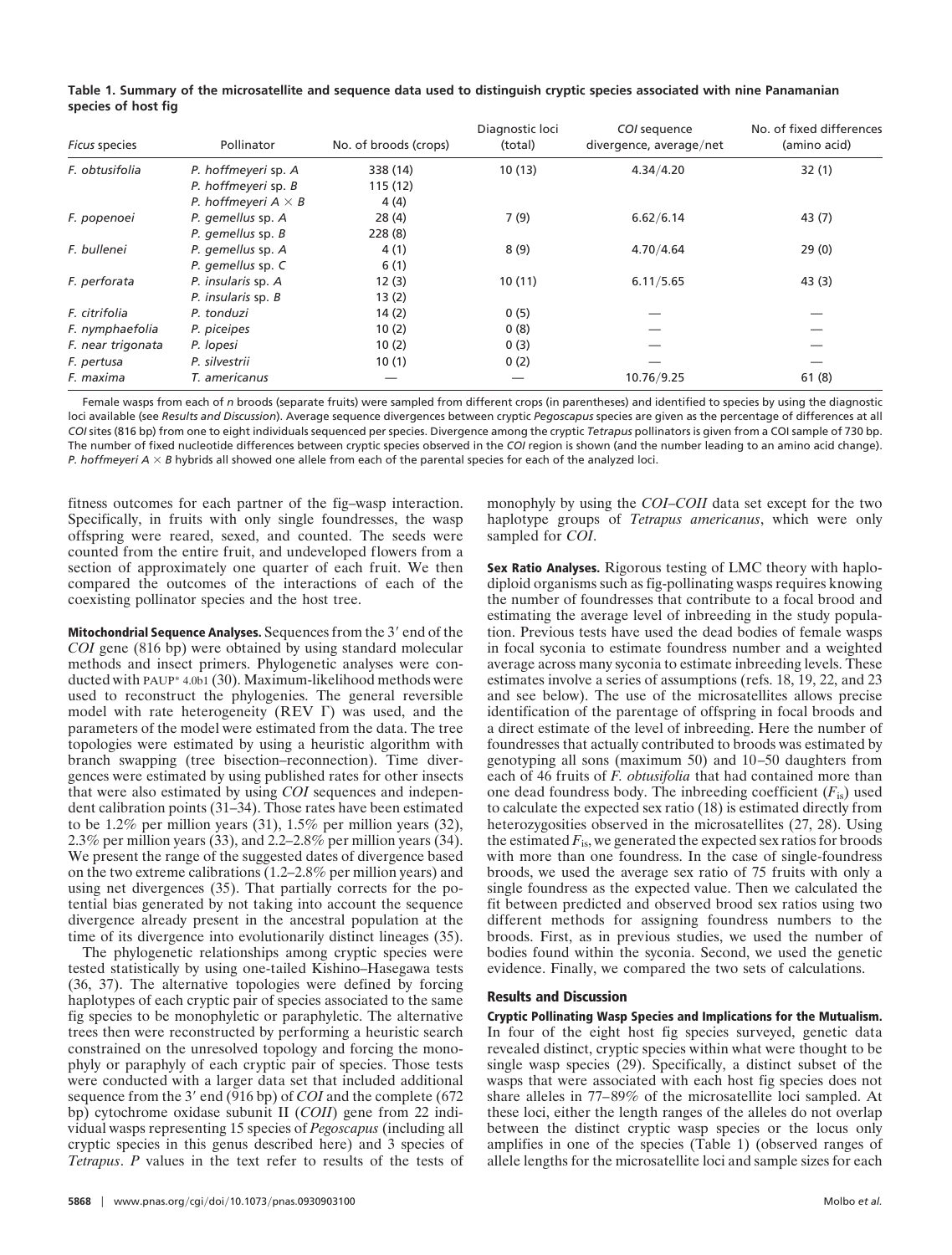**Table 1. Summary of the microsatellite and sequence data used to distinguish cryptic species associated with nine Panamanian species of host fig**

| *Ficus* species | Pollinator | No. of broods (crops) | Diagnostic loci (total) | *COI* sequence divergence, average/net | No. of fixed differences (amino acid) |
|---|---|---|---|---|---|
| *F. obtusifolia* | *P. hoffmeyeri* sp. *A* | 338 (14) | 10 (13) | 4.34/4.20 | 32 (1) |
| | *P. hoffmeyeri* sp. *B* | 115 (12) | | | |
| | *P. hoffmeyeri A* × *B* | 4 (4) | | | |
| *F. popenoei* | *P. gemellus* sp. *A* | 28 (4) | 7 (9) | 6.62/6.14 | 43 (7) |
| | *P. gemellus* sp. *B* | 228 (8) | | | |
| *F. bullenei* | *P. gemellus* sp. *A* | 4 (1) | 8 (9) | 4.70/4.64 | 29 (0) |
| | *P. gemellus* sp. *C* | 6 (1) | | | |
| *F. perforata* | *P. insularis* sp. *A* | 12 (3) | 10 (11) | 6.11/5.65 | 43 (3) |
| | *P. insularis* sp. *B* | 13 (2) | | | |
| *F. citrifolia* | *P. tonduzi* | 14 (2) | 0 (5) | — | — |
| *F. nymphaefolia* | *P. piceipes* | 10 (2) | 0 (8) | — | — |
| *F. near trigonata* | *P. lopesi* | 10 (2) | 0 (3) | — | — |
| *F. pertusa* | *P. silvestrii* | 10 (1) | 0 (2) | — | — |
| *F. maxima* | *T. americanus* | — | — | 10.76/9.25 | 61 (8) |

Female wasps from each of *n* broods (separate fruits) were sampled from different crops (in parentheses) and identified to species by using the diagnostic loci available (see *Results and Discussion*). Average sequence divergences between cryptic *Pegoscapus* species are given as the percentage of differences at all *COI* sites (816 bp) from one to eight individuals sequenced per species. Divergence among the cryptic *Tetrapus* pollinators is given from a COI sample of 730 bp. The number of fixed nucleotide differences between cryptic species observed in the *COI* region is shown (and the number leading to an amino acid change). *P. hoffmeyeri A* × *B* hybrids all showed one allele from each of the parental species for each of the analyzed loci.

fitness outcomes for each partner of the fig–wasp interaction. Specifically, in fruits with only single foundresses, the wasp offspring were reared, sexed, and counted. The seeds were counted from the entire fruit, and undeveloped flowers from a section of approximately one quarter of each fruit. We then compared the outcomes of the interactions of each of the coexisting pollinator species and the host tree.

**Mitochondrial Sequence Analyses.** Sequences from the 3′ end of the *COI* gene (816 bp) were obtained by using standard molecular methods and insect primers. Phylogenetic analyses were conducted with PAUP* 4.0b1 (30). Maximum-likelihood methods were used to reconstruct the phylogenies. The general reversible model with rate heterogeneity (REV Γ) was used, and the parameters of the model were estimated from the data. The tree topologies were estimated by using a heuristic algorithm with branch swapping (tree bisection–reconnection). Time divergences were estimated by using published rates for other insects that were also estimated by using *COI* sequences and independent calibration points (31–34). Those rates have been estimated to be 1.2% per million years (31), 1.5% per million years (32), 2.3% per million years (33), and 2.2–2.8% per million years (34). We present the range of the suggested dates of divergence based on the two extreme calibrations (1.2–2.8% per million years) and using net divergences (35). That partially corrects for the potential bias generated by not taking into account the sequence divergence already present in the ancestral population at the time of its divergence into evolutionarily distinct lineages (35).

The phylogenetic relationships among cryptic species were tested statistically by using one-tailed Kishino–Hasegawa tests (36, 37). The alternative topologies were defined by forcing haplotypes of each cryptic pair of species associated to the same fig species to be monophyletic or paraphyletic. The alternative trees then were reconstructed by performing a heuristic search constrained on the unresolved topology and forcing the monophyly or paraphyly of each cryptic pair of species. Those tests were conducted with a larger data set that included additional sequence from the 3′ end (916 bp) of *COI* and the complete (672 bp) cytochrome oxidase subunit II (*COII*) gene from 22 individual wasps representing 15 species of *Pegoscapus* (including all cryptic species in this genus described here) and 3 species of *Tetrapus*. *P* values in the text refer to results of the tests of monophyly by using the *COI*–*COII* data set except for the two haplotype groups of *Tetrapus americanus*, which were only sampled for *COI*.

**Sex Ratio Analyses.** Rigorous testing of LMC theory with haplodiploid organisms such as fig-pollinating wasps requires knowing the number of foundresses that contribute to a focal brood and estimating the average level of inbreeding in the study population. Previous tests have used the dead bodies of female wasps in focal syconia to estimate foundress number and a weighted average across many syconia to estimate inbreeding levels. These estimates involve a series of assumptions (refs. 18, 19, 22, and 23 and see below). The use of the microsatellites allows precise identification of the parentage of offspring in focal broods and a direct estimate of the level of inbreeding. Here the number of foundresses that actually contributed to broods was estimated by genotyping all sons (maximum 50) and 10–50 daughters from each of 46 fruits of *F. obtusifolia* that had contained more than one dead foundress body. The inbreeding coefficient ($F_{is}$) used to calculate the expected sex ratio (18) is estimated directly from heterozygosities observed in the microsatellites (27, 28). Using the estimated $F_{is}$, we generated the expected sex ratios for broods with more than one foundress. In the case of single-foundress broods, we used the average sex ratio of 75 fruits with only a single foundress as the expected value. Then we calculated the fit between predicted and observed brood sex ratios using two different methods for assigning foundress numbers to the broods. First, as in previous studies, we used the number of bodies found within the syconia. Second, we used the genetic evidence. Finally, we compared the two sets of calculations.

## Results and Discussion

**Cryptic Pollinating Wasp Species and Implications for the Mutualism.** In four of the eight host fig species surveyed, genetic data revealed distinct, cryptic species within what were thought to be single wasp species (29). Specifically, a distinct subset of the wasps that were associated with each host fig species does not share alleles in 77–89% of the microsatellite loci sampled. At these loci, either the length ranges of the alleles do not overlap between the distinct cryptic wasp species or the locus only amplifies in one of the species (Table 1) (observed ranges of allele lengths for the microsatellite loci and sample sizes for each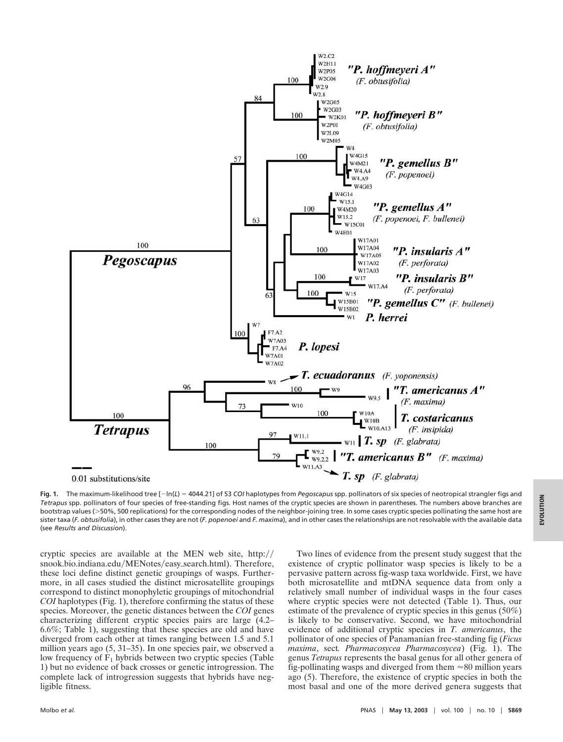**Fig. 1.** The maximum-likelihood tree [$-\ln(L) = 4044.21$] of 53 *COI* haplotypes from *Pegoscapus* spp. pollinators of six species of neotropical strangler figs and *Tetrapus* spp. pollinators of four species of free-standing figs. Host names of the cryptic species are shown in parentheses. The numbers above branches are bootstrap values (>50%, 500 replications) for the corresponding nodes of the neighbor-joining tree. In some cases cryptic species pollinating the same host are sister taxa (*F. obtusifolia*), in other cases they are not (*F. popenoei* and *F. maxima*), and in other cases the relationships are not resolvable with the available data (see *Results and Discussion*).

cryptic species are available at the MEN web site, http://snook.bio.indiana.edu/MENotes/easy_search.html). Therefore, these loci define distinct genetic groupings of wasps. Furthermore, in all cases studied the distinct microsatellite groupings correspond to distinct monophyletic groupings of mitochondrial *COI* haplotypes (Fig. 1), therefore confirming the status of these species. Moreover, the genetic distances between the *COI* genes characterizing different cryptic species pairs are large (4.2–6.6%; Table 1), suggesting that these species are old and have diverged from each other at times ranging between 1.5 and 5.1 million years ago (5, 31–35). In one species pair, we observed a low frequency of $F_1$ hybrids between two cryptic species (Table 1) but no evidence of back crosses or genetic introgression. The complete lack of introgression suggests that hybrids have negligible fitness.

Two lines of evidence from the present study suggest that the existence of cryptic pollinator wasp species is likely to be a pervasive pattern across fig-wasp taxa worldwide. First, we have both microsatellite and mtDNA sequence data from only a relatively small number of individual wasps in the four cases where cryptic species were not detected (Table 1). Thus, our estimate of the prevalence of cryptic species in this genus (50%) is likely to be conservative. Second, we have mitochondrial evidence of additional cryptic species in *T. americanus*, the pollinator of one species of Panamanian free-standing fig (*Ficus maxima*, sect. *Pharmacosycea Pharmacosycea*) (Fig. 1). The genus *Tetrapus* represents the basal genus for all other genera of fig-pollinating wasps and diverged from them ≈80 million years ago (5). Therefore, the existence of cryptic species in both the most basal and one of the more derived genera suggests that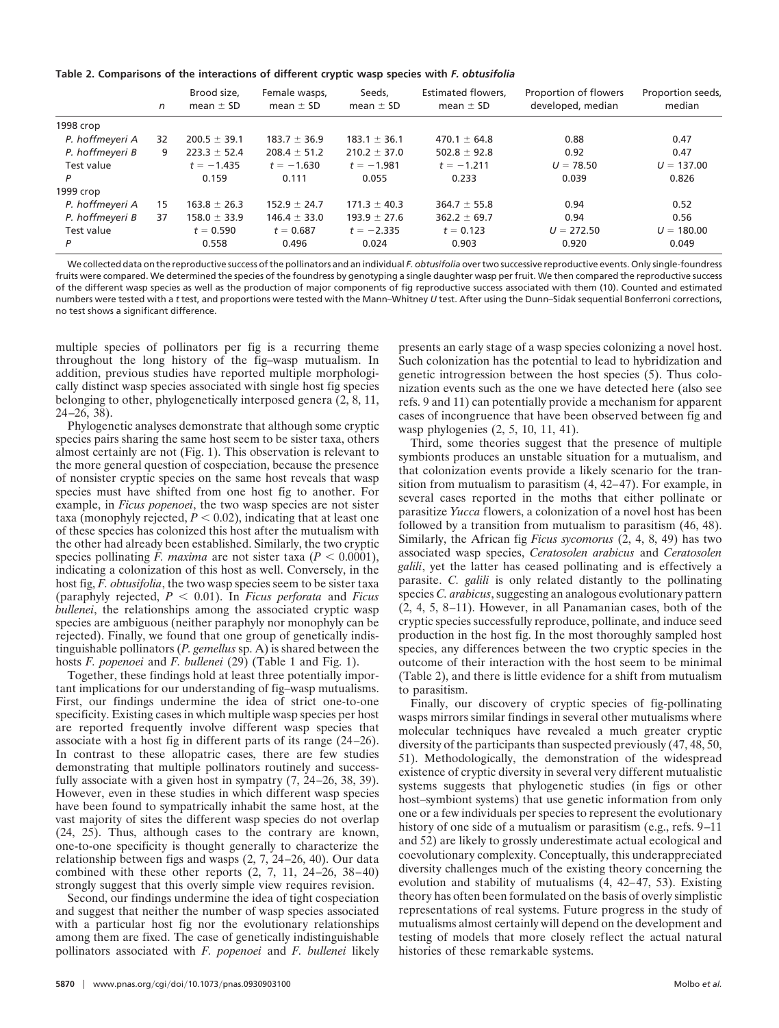**Table 2. Comparisons of the interactions of different cryptic wasp species with *F. obtusifolia***

| | *n* | Brood size, mean ± SD | Female wasps, mean ± SD | Seeds, mean ± SD | Estimated flowers, mean ± SD | Proportion of flowers developed, median | Proportion seeds, median |
|---|---|---|---|---|---|---|---|
| 1998 crop | | | | | | | |
| *P. hoffmeyeri A* | 32 | 200.5 ± 39.1 | 183.7 ± 36.9 | 183.1 ± 36.1 | 470.1 ± 64.8 | 0.88 | 0.47 |
| *P. hoffmeyeri B* | 9 | 223.3 ± 52.4 | 208.4 ± 51.2 | 210.2 ± 37.0 | 502.8 ± 92.8 | 0.92 | 0.47 |
| Test value | | $t = -1.435$ | $t = -1.630$ | $t = -1.981$ | $t = -1.211$ | $U = 78.50$ | $U = 137.00$ |
| *P* | | 0.159 | 0.111 | 0.055 | 0.233 | 0.039 | 0.826 |
| 1999 crop | | | | | | | |
| *P. hoffmeyeri A* | 15 | 163.8 ± 26.3 | 152.9 ± 24.7 | 171.3 ± 40.3 | 364.7 ± 55.8 | 0.94 | 0.52 |
| *P. hoffmeyeri B* | 37 | 158.0 ± 33.9 | 146.4 ± 33.0 | 193.9 ± 27.6 | 362.2 ± 69.7 | 0.94 | 0.56 |
| Test value | | $t = 0.590$ | $t = 0.687$ | $t = -2.335$ | $t = 0.123$ | $U = 272.50$ | $U = 180.00$ |
| *P* | | 0.558 | 0.496 | 0.024 | 0.903 | 0.920 | 0.049 |

We collected data on the reproductive success of the pollinators and an individual *F. obtusifolia* over two successive reproductive events. Only single-foundress fruits were compared. We determined the species of the foundress by genotyping a single daughter wasp per fruit. We then compared the reproductive success of the different wasp species as well as the production of major components of fig reproductive success associated with them (10). Counted and estimated numbers were tested with a *t* test, and proportions were tested with the Mann–Whitney *U* test. After using the Dunn–Sidak sequential Bonferroni corrections, no test shows a significant difference.

multiple species of pollinators per fig is a recurring theme throughout the long history of the fig–wasp mutualism. In addition, previous studies have reported multiple morphologically distinct wasp species associated with single host fig species belonging to other, phylogenetically interposed genera (2, 8, 11, 24–26, 38).

Phylogenetic analyses demonstrate that although some cryptic species pairs sharing the same host seem to be sister taxa, others almost certainly are not (Fig. 1). This observation is relevant to the more general question of cospeciation, because the presence of nonsister cryptic species on the same host reveals that wasp species must have shifted from one host fig to another. For example, in *Ficus popenoei*, the two wasp species are not sister taxa (monophyly rejected, $P < 0.02$), indicating that at least one of these species has colonized this host after the mutualism with the other had already been established. Similarly, the two cryptic species pollinating *F. maxima* are not sister taxa ($P < 0.0001$), indicating a colonization of this host as well. Conversely, in the host fig, *F. obtusifolia*, the two wasp species seem to be sister taxa (paraphyly rejected, $P < 0.01$). In *Ficus perforata* and *Ficus bullenei*, the relationships among the associated cryptic wasp species are ambiguous (neither paraphyly nor monophyly can be rejected). Finally, we found that one group of genetically indistinguishable pollinators (*P. gemellus* sp. A) is shared between the hosts *F. popenoei* and *F. bullenei* (29) (Table 1 and Fig. 1).

Together, these findings hold at least three potentially important implications for our understanding of fig–wasp mutualisms. First, our findings undermine the idea of strict one-to-one specificity. Existing cases in which multiple wasp species per host are reported frequently involve different wasp species that associate with a host fig in different parts of its range (24–26). In contrast to these allopatric cases, there are few studies demonstrating that multiple pollinators routinely and successfully associate with a given host in sympatry (7, 24–26, 38, 39). However, even in these studies in which different wasp species have been found to sympatrically inhabit the same host, at the vast majority of sites the different wasp species do not overlap (24, 25). Thus, although cases to the contrary are known, one-to-one specificity is thought generally to characterize the relationship between figs and wasps (2, 7, 24–26, 40). Our data combined with these other reports (2, 7, 11, 24–26, 38–40) strongly suggest that this overly simple view requires revision.

Second, our findings undermine the idea of tight cospeciation and suggest that neither the number of wasp species associated with a particular host fig nor the evolutionary relationships among them are fixed. The case of genetically indistinguishable pollinators associated with *F. popenoei* and *F. bullenei* likely presents an early stage of a wasp species colonizing a novel host. Such colonization has the potential to lead to hybridization and genetic introgression between the host species (5). Thus colonization events such as the one we have detected here (also see refs. 9 and 11) can potentially provide a mechanism for apparent cases of incongruence that have been observed between fig and wasp phylogenies (2, 5, 10, 11, 41).

Third, some theories suggest that the presence of multiple symbionts produces an unstable situation for a mutualism, and that colonization events provide a likely scenario for the transition from mutualism to parasitism (4, 42–47). For example, in several cases reported in the moths that either pollinate or parasitize *Yucca* flowers, a colonization of a novel host has been followed by a transition from mutualism to parasitism (46, 48). Similarly, the African fig *Ficus sycomorus* (2, 4, 8, 49) has two associated wasp species, *Ceratosolen arabicus* and *Ceratosolen galili*, yet the latter has ceased pollinating and is effectively a parasite. *C. galili* is only related distantly to the pollinating species *C. arabicus*, suggesting an analogous evolutionary pattern (2, 4, 5, 8–11). However, in all Panamanian cases, both of the cryptic species successfully reproduce, pollinate, and induce seed production in the host fig. In the most thoroughly sampled host species, any differences between the two cryptic species in the outcome of their interaction with the host seem to be minimal (Table 2), and there is little evidence for a shift from mutualism to parasitism.

Finally, our discovery of cryptic species of fig-pollinating wasps mirrors similar findings in several other mutualisms where molecular techniques have revealed a much greater cryptic diversity of the participants than suspected previously (47, 48, 50, 51). Methodologically, the demonstration of the widespread existence of cryptic diversity in several very different mutualistic systems suggests that phylogenetic studies (in figs or other host–symbiont systems) that use genetic information from only one or a few individuals per species to represent the evolutionary history of one side of a mutualism or parasitism (e.g., refs. 9–11 and 52) are likely to grossly underestimate actual ecological and coevolutionary complexity. Conceptually, this underappreciated diversity challenges much of the existing theory concerning the evolution and stability of mutualisms (4, 42–47, 53). Existing theory has often been formulated on the basis of overly simplistic representations of real systems. Future progress in the study of mutualisms almost certainly will depend on the development and testing of models that more closely reflect the actual natural histories of these remarkable systems.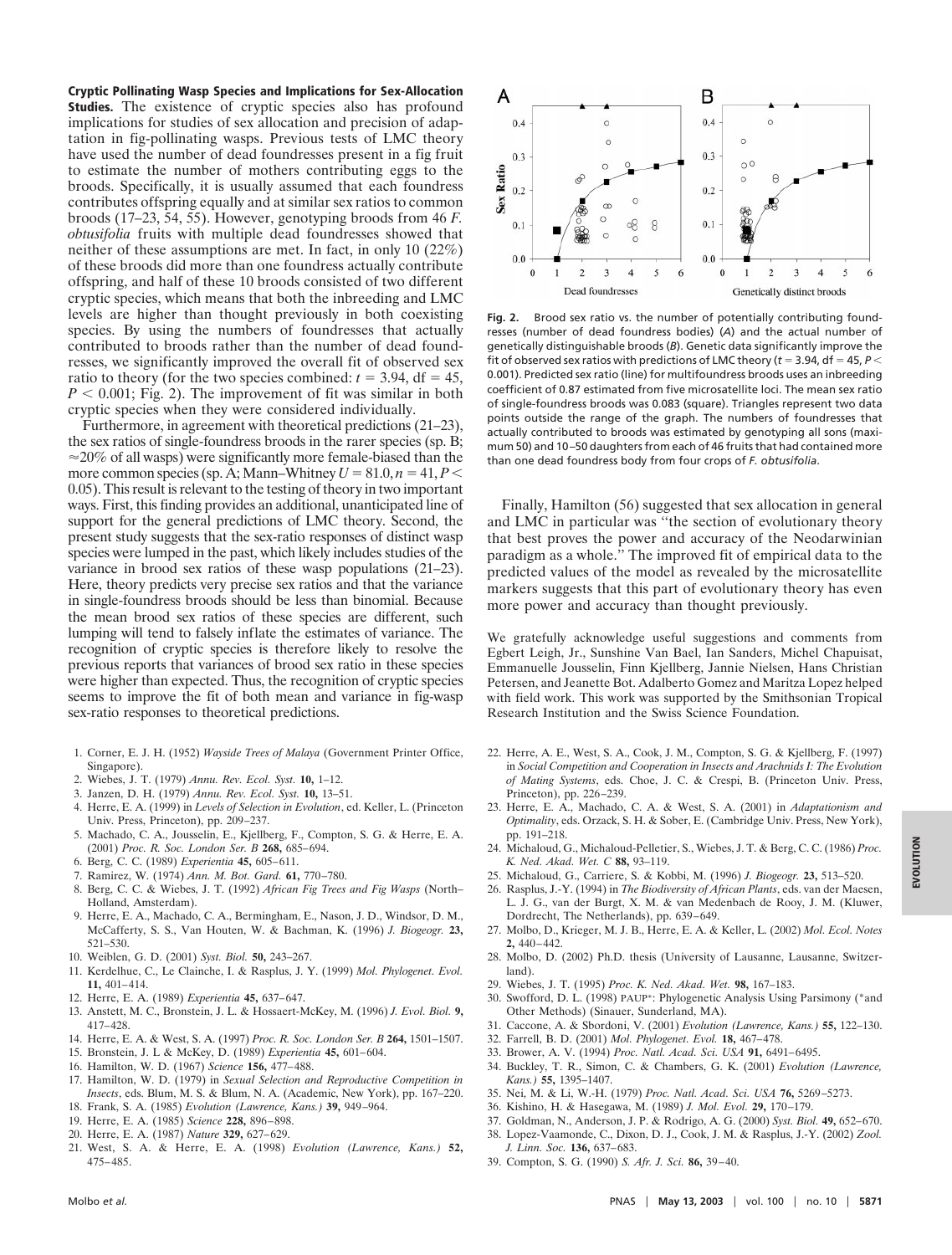**Cryptic Pollinating Wasp Species and Implications for Sex-Allocation Studies.** The existence of cryptic species also has profound implications for studies of sex allocation and precision of adaptation in fig-pollinating wasps. Previous tests of LMC theory have used the number of dead foundresses present in a fig fruit to estimate the number of mothers contributing eggs to the broods. Specifically, it is usually assumed that each foundress contributes offspring equally and at similar sex ratios to common broods (17–23, 54, 55). However, genotyping broods from 46 *F. obtusifolia* fruits with multiple dead foundresses showed that neither of these assumptions are met. In fact, in only 10 (22%) of these broods did more than one foundress actually contribute offspring, and half of these 10 broods consisted of two different cryptic species, which means that both the inbreeding and LMC levels are higher than thought previously in both coexisting species. By using the numbers of foundresses that actually contributed to broods rather than the number of dead foundresses, we significantly improved the overall fit of observed sex ratio to theory (for the two species combined: $t = 3.94$, df = 45, $P < 0.001$; Fig. 2). The improvement of fit was similar in both cryptic species when they were considered individually.

Furthermore, in agreement with theoretical predictions (21–23), the sex ratios of single-foundress broods in the rarer species (sp. B; ≈20% of all wasps) were significantly more female-biased than the more common species (sp. A; Mann–Whitney $U = 81.0$, $n = 41$, $P < 0.05$). This result is relevant to the testing of theory in two important ways. First, this finding provides an additional, unanticipated line of support for the general predictions of LMC theory. Second, the present study suggests that the sex-ratio responses of distinct wasp species were lumped in the past, which likely includes studies of the variance in brood sex ratios of these wasp populations (21–23). Here, theory predicts very precise sex ratios and that the variance in single-foundress broods should be less than binomial. Because the mean brood sex ratios of these species are different, such lumping will tend to falsely inflate the estimates of variance. The recognition of cryptic species is therefore likely to resolve the previous reports that variances of brood sex ratio in these species were higher than expected. Thus, the recognition of cryptic species seems to improve the fit of both mean and variance in fig-wasp sex-ratio responses to theoretical predictions.

**Fig. 2.** Brood sex ratio vs. the number of potentially contributing foundresses (number of dead foundress bodies) (*A*) and the actual number of genetically distinguishable broods (*B*). Genetic data significantly improve the fit of observed sex ratios with predictions of LMC theory ($t = 3.94$, df = 45, $P < 0.001$). Predicted sex ratio (line) for multifoundress broods uses an inbreeding coefficient of 0.87 estimated from five microsatellite loci. The mean sex ratio of single-foundress broods was 0.083 (square). Triangles represent two data points outside the range of the graph. The numbers of foundresses that actually contributed to broods was estimated by genotyping all sons (maximum 50) and 10–50 daughters from each of 46 fruits that had contained more than one dead foundress body from four crops of *F. obtusifolia*.

Finally, Hamilton (56) suggested that sex allocation in general and LMC in particular was "the section of evolutionary theory that best proves the power and accuracy of the Neodarwinian paradigm as a whole." The improved fit of empirical data to the predicted values of the model as revealed by the microsatellite markers suggests that this part of evolutionary theory has even more power and accuracy than thought previously.

We gratefully acknowledge useful suggestions and comments from Egbert Leigh, Jr., Sunshine Van Bael, Ian Sanders, Michel Chapuisat, Emmanuelle Jousselin, Finn Kjellberg, Jannie Nielsen, Hans Christian Petersen, and Jeanette Bot. Adalberto Gomez and Maritza Lopez helped with field work. This work was supported by the Smithsonian Tropical Research Institution and the Swiss Science Foundation.

1. Corner, E. J. H. (1952) *Wayside Trees of Malaya* (Government Printer Office, Singapore).
2. Wiebes, J. T. (1979) *Annu. Rev. Ecol. Syst.* **10,** 1–12.
3. Janzen, D. H. (1979) *Annu. Rev. Ecol. Syst.* **10,** 13–51.
4. Herre, E. A. (1999) in *Levels of Selection in Evolution*, ed. Keller, L. (Princeton Univ. Press, Princeton), pp. 209–237.
5. Machado, C. A., Jousselin, E., Kjellberg, F., Compton, S. G. & Herre, E. A. (2001) *Proc. R. Soc. London Ser. B* **268,** 685–694.
6. Berg, C. C. (1989) *Experientia* **45,** 605–611.
7. Ramirez, W. (1974) *Ann. M. Bot. Gard.* **61,** 770–780.
8. Berg, C. C. & Wiebes, J. T. (1992) *African Fig Trees and Fig Wasps* (North–Holland, Amsterdam).
9. Herre, E. A., Machado, C. A., Bermingham, E., Nason, J. D., Windsor, D. M., McCafferty, S. S., Van Houten, W. & Bachman, K. (1996) *J. Biogeogr.* **23,** 521–530.
10. Weiblen, G. D. (2001) *Syst. Biol.* **50,** 243–267.
11. Kerdelhue, C., Le Clainche, I. & Rasplus, J. Y. (1999) *Mol. Phylogenet. Evol.* **11,** 401–414.
12. Herre, E. A. (1989) *Experientia* **45,** 637–647.
13. Anstett, M. C., Bronstein, J. L. & Hossaert-McKey, M. (1996) *J. Evol. Biol.* **9,** 417–428.
14. Herre, E. A. & West, S. A. (1997) *Proc. R. Soc. London Ser. B* **264,** 1501–1507.
15. Bronstein, J. L & McKey, D. (1989) *Experientia* **45,** 601–604.
16. Hamilton, W. D. (1967) *Science* **156,** 477–488.
17. Hamilton, W. D. (1979) in *Sexual Selection and Reproductive Competition in Insects*, eds. Blum, M. S. & Blum, N. A. (Academic, New York), pp. 167–220.
18. Frank, S. A. (1985) *Evolution (Lawrence, Kans.)* **39,** 949–964.
19. Herre, E. A. (1985) *Science* **228,** 896–898.
20. Herre, E. A. (1987) *Nature* **329,** 627–629.
21. West, S. A. & Herre, E. A. (1998) *Evolution (Lawrence, Kans.)* **52,** 475–485.
22. Herre, A. E., West, S. A., Cook, J. M., Compton, S. G. & Kjellberg, F. (1997) in *Social Competition and Cooperation in Insects and Arachnids I: The Evolution of Mating Systems*, eds. Choe, J. C. & Crespi, B. (Princeton Univ. Press, Princeton), pp. 226–239.
23. Herre, E. A., Machado, C. A. & West, S. A. (2001) in *Adaptationism and Optimality*, eds. Orzack, S. H. & Sober, E. (Cambridge Univ. Press, New York), pp. 191–218.
24. Michaloud, G., Michaloud-Pelletier, S., Wiebes, J. T. & Berg, C. C. (1986) *Proc. K. Ned. Akad. Wet. C* **88,** 93–119.
25. Michaloud, G., Carriere, S. & Kobbi, M. (1996) *J. Biogeogr.* **23,** 513–520.
26. Rasplus, J.-Y. (1994) in *The Biodiversity of African Plants*, eds. van der Maesen, L. J. G., van der Burgt, X. M. & van Medenbach de Rooy, J. M. (Kluwer, Dordrecht, The Netherlands), pp. 639–649.
27. Molbo, D., Krieger, M. J. B., Herre, E. A. & Keller, L. (2002) *Mol. Ecol. Notes* **2,** 440–442.
28. Molbo, D. (2002) Ph.D. thesis (University of Lausanne, Lausanne, Switzerland).
29. Wiebes, J. T. (1995) *Proc. K. Ned. Akad. Wet.* **98,** 167–183.
30. Swofford, D. L. (1998) PAUP*: Phylogenetic Analysis Using Parsimony (*and Other Methods) (Sinauer, Sunderland, MA).
31. Caccone, A. & Sbordoni, V. (2001) *Evolution (Lawrence, Kans.)* **55,** 122–130.
32. Farrell, B. D. (2001) *Mol. Phylogenet. Evol.* **18,** 467–478.
33. Brower, A. V. (1994) *Proc. Natl. Acad. Sci. USA* **91,** 6491–6495.
34. Buckley, T. R., Simon, C. & Chambers, G. K. (2001) *Evolution (Lawrence, Kans.)* **55,** 1395–1407.
35. Nei, M. & Li, W.-H. (1979) *Proc. Natl. Acad. Sci. USA* **76,** 5269–5273.
36. Kishino, H. & Hasegawa, M. (1989) *J. Mol. Evol.* **29,** 170–179.
37. Goldman, N., Anderson, J. P. & Rodrigo, A. G. (2000) *Syst. Biol.* **49,** 652–670.
38. Lopez-Vaamonde, C., Dixon, D. J., Cook, J. M. & Rasplus, J.-Y. (2002) *Zool. J. Linn. Soc.* **136,** 637–683.
39. Compton, S. G. (1990) *S. Afr. J. Sci.* **86,** 39–40.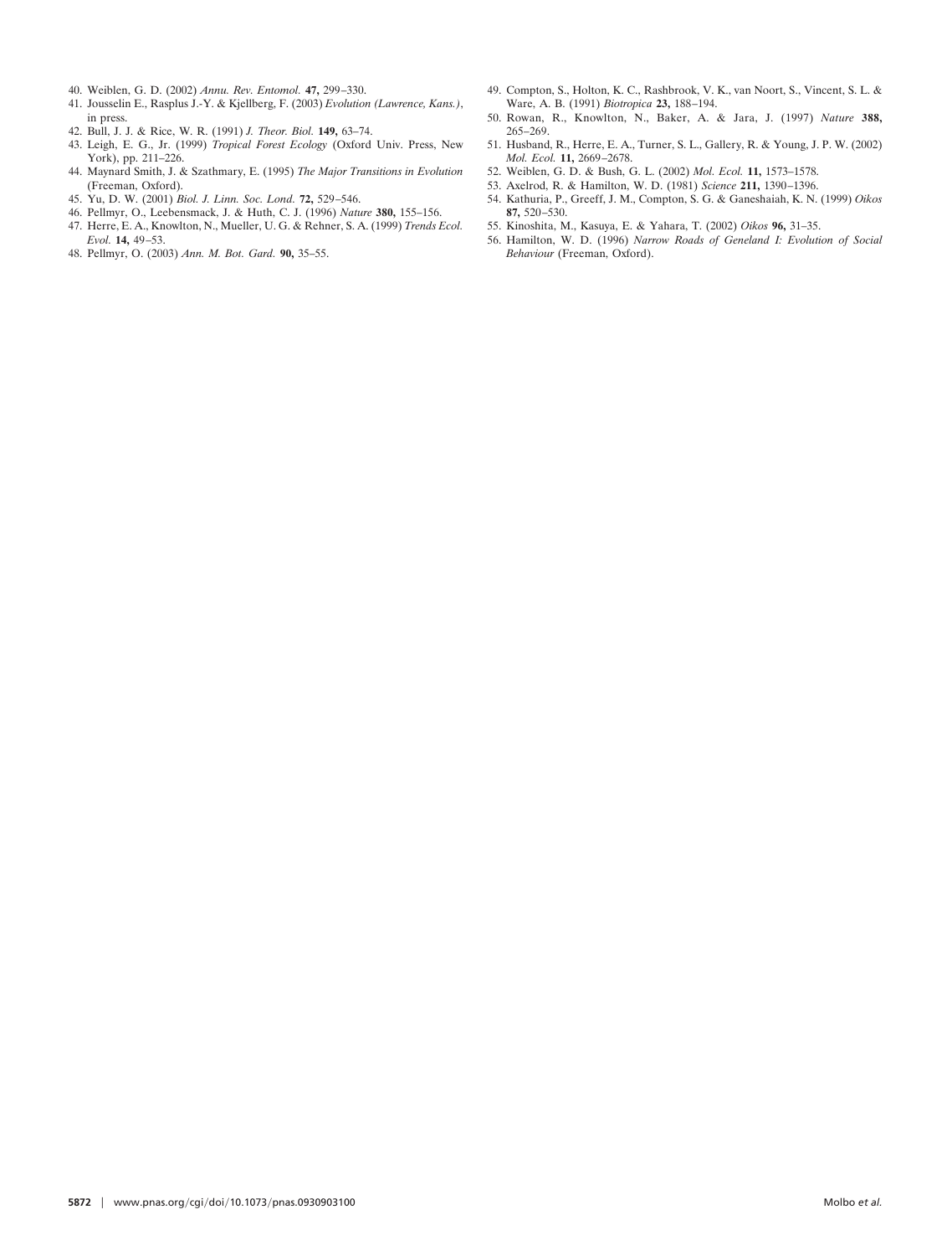40. Weiblen, G. D. (2002) *Annu. Rev. Entomol.* **47,** 299–330.
41. Jousselin E., Rasplus J.-Y. & Kjellberg, F. (2003) *Evolution (Lawrence, Kans.)*, in press.
42. Bull, J. J. & Rice, W. R. (1991) *J. Theor. Biol.* **149,** 63–74.
43. Leigh, E. G., Jr. (1999) *Tropical Forest Ecology* (Oxford Univ. Press, New York), pp. 211–226.
44. Maynard Smith, J. & Szathmary, E. (1995) *The Major Transitions in Evolution* (Freeman, Oxford).
45. Yu, D. W. (2001) *Biol. J. Linn. Soc. Lond.* **72,** 529–546.
46. Pellmyr, O., Leebensmack, J. & Huth, C. J. (1996) *Nature* **380,** 155–156.
47. Herre, E. A., Knowlton, N., Mueller, U. G. & Rehner, S. A. (1999) *Trends Ecol. Evol.* **14,** 49–53.
48. Pellmyr, O. (2003) *Ann. M. Bot. Gard.* **90,** 35–55.
49. Compton, S., Holton, K. C., Rashbrook, V. K., van Noort, S., Vincent, S. L. & Ware, A. B. (1991) *Biotropica* **23,** 188–194.
50. Rowan, R., Knowlton, N., Baker, A. & Jara, J. (1997) *Nature* **388,** 265–269.
51. Husband, R., Herre, E. A., Turner, S. L., Gallery, R. & Young, J. P. W. (2002) *Mol. Ecol.* **11,** 2669–2678.
52. Weiblen, G. D. & Bush, G. L. (2002) *Mol. Ecol.* **11,** 1573–1578.
53. Axelrod, R. & Hamilton, W. D. (1981) *Science* **211,** 1390–1396.
54. Kathuria, P., Greeff, J. M., Compton, S. G. & Ganeshaiah, K. N. (1999) *Oikos* **87,** 520–530.
55. Kinoshita, M., Kasuya, E. & Yahara, T. (2002) *Oikos* **96,** 31–35.
56. Hamilton, W. D. (1996) *Narrow Roads of Geneland I: Evolution of Social Behaviour* (Freeman, Oxford).